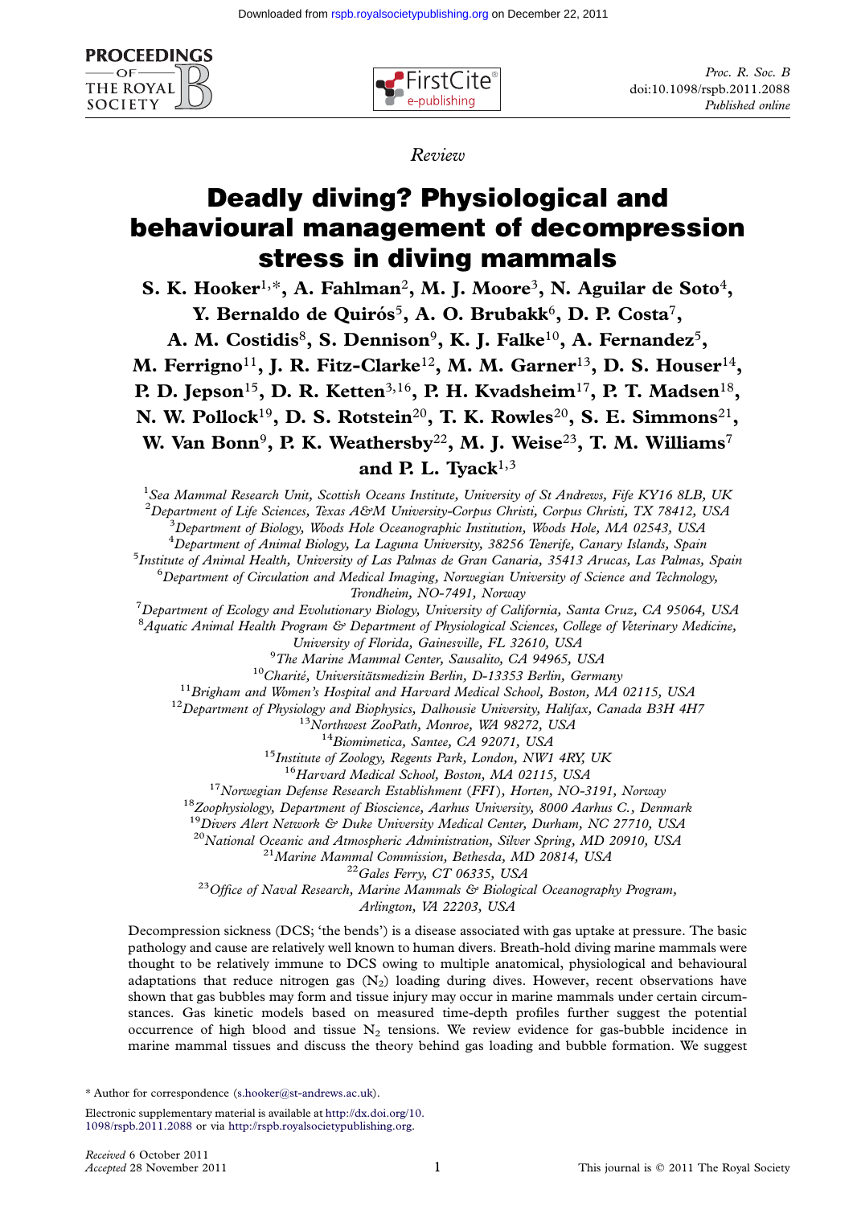*Review*

# Deadly diving? Physiological and behavioural management of decompression stress in diving mammals

**S. K. Hooker[1,*], A. Fahlman[2], M. J. Moore[3], N. Aguilar de Soto[4], Y. Bernaldo de Quirós[5], A. O. Brubakk[6], D. P. Costa[7], A. M. Costidis[8], S. Dennison[9], K. J. Falke[10], A. Fernandez[5], M. Ferrigno[11], J. R. Fitz-Clarke[12], M. M. Garner[13], D. S. Houser[14], P. D. Jepson[15], D. R. Ketten[3,16], P. H. Kvadsheim[17], P. T. Madsen[18], N. W. Pollock[19], D. S. Rotstein[20], T. K. Rowles[20], S. E. Simmons[21], W. Van Bonn[9], P. K. Weathersby[22], M. J. Weise[23], T. M. Williams[7] and P. L. Tyack[1,3]**

[1]*Sea Mammal Research Unit, Scottish Oceans Institute, University of St Andrews, Fife KY16 8LB, UK*
[2]*Department of Life Sciences, Texas A&M University-Corpus Christi, Corpus Christi, TX 78412, USA*
[3]*Department of Biology, Woods Hole Oceanographic Institution, Woods Hole, MA 02543, USA*
[4]*Department of Animal Biology, La Laguna University, 38256 Tenerife, Canary Islands, Spain*
[5]*Institute of Animal Health, University of Las Palmas de Gran Canaria, 35413 Arucas, Las Palmas, Spain*
[6]*Department of Circulation and Medical Imaging, Norwegian University of Science and Technology, Trondheim, NO-7491, Norway*
[7]*Department of Ecology and Evolutionary Biology, University of California, Santa Cruz, CA 95064, USA*
[8]*Aquatic Animal Health Program & Department of Physiological Sciences, College of Veterinary Medicine, University of Florida, Gainesville, FL 32610, USA*
[9]*The Marine Mammal Center, Sausalito, CA 94965, USA*
[10]*Charité, Universitätsmedizin Berlin, D-13353 Berlin, Germany*
[11]*Brigham and Women's Hospital and Harvard Medical School, Boston, MA 02115, USA*
[12]*Department of Physiology and Biophysics, Dalhousie University, Halifax, Canada B3H 4H7*
[13]*Northwest ZooPath, Monroe, WA 98272, USA*
[14]*Biomimetica, Santee, CA 92071, USA*
[15]*Institute of Zoology, Regents Park, London, NW1 4RY, UK*
[16]*Harvard Medical School, Boston, MA 02115, USA*
[17]*Norwegian Defense Research Establishment (FFI), Horten, NO-3191, Norway*
[18]*Zoophysiology, Department of Bioscience, Aarhus University, 8000 Aarhus C., Denmark*
[19]*Divers Alert Network & Duke University Medical Center, Durham, NC 27710, USA*
[20]*National Oceanic and Atmospheric Administration, Silver Spring, MD 20910, USA*
[21]*Marine Mammal Commission, Bethesda, MD 20814, USA*
[22]*Gales Ferry, CT 06335, USA*
[23]*Office of Naval Research, Marine Mammals & Biological Oceanography Program, Arlington, VA 22203, USA*

Decompression sickness (DCS; 'the bends') is a disease associated with gas uptake at pressure. The basic pathology and cause are relatively well known to human divers. Breath-hold diving marine mammals were thought to be relatively immune to DCS owing to multiple anatomical, physiological and behavioural adaptations that reduce nitrogen gas ($N_2$) loading during dives. However, recent observations have shown that gas bubbles may form and tissue injury may occur in marine mammals under certain circumstances. Gas kinetic models based on measured time-depth profiles further suggest the potential occurrence of high blood and tissue $N_2$ tensions. We review evidence for gas-bubble incidence in marine mammal tissues and discuss the theory behind gas loading and bubble formation. We suggest

\* Author for correspondence (s.hooker@st-andrews.ac.uk).

Electronic supplementary material is available at http://dx.doi.org/10.1098/rspb.2011.2088 or via http://rspb.royalsocietypublishing.org.

*Received* 6 October 2011
*Accepted* 28 November 2011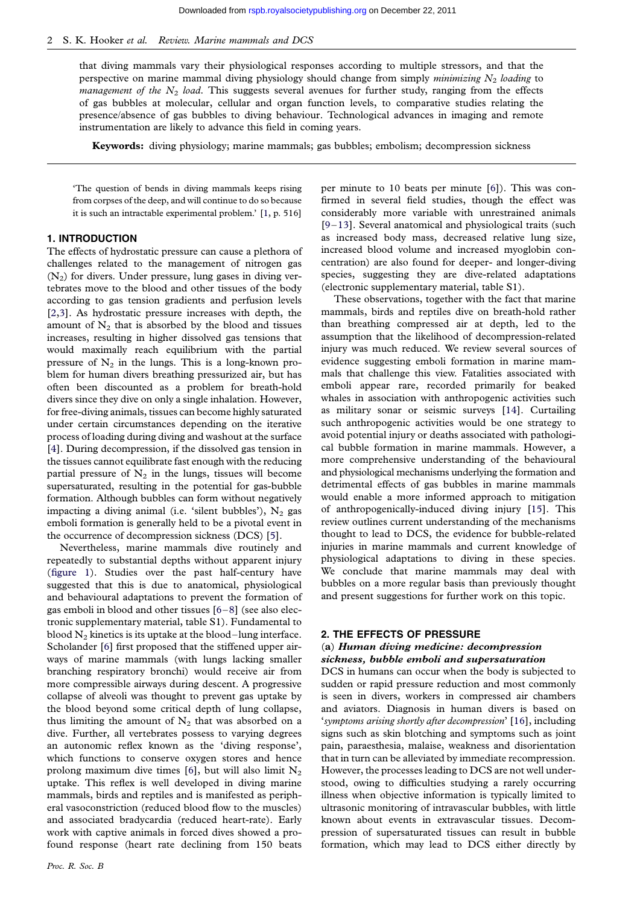that diving mammals vary their physiological responses according to multiple stressors, and that the perspective on marine mammal diving physiology should change from simply *minimizing $N_2$ loading* to *management of the $N_2$ load*. This suggests several avenues for further study, ranging from the effects of gas bubbles at molecular, cellular and organ function levels, to comparative studies relating the presence/absence of gas bubbles to diving behaviour. Technological advances in imaging and remote instrumentation are likely to advance this field in coming years.

**Keywords:** diving physiology; marine mammals; gas bubbles; embolism; decompression sickness

'The question of bends in diving mammals keeps rising from corpses of the deep, and will continue to do so because it is such an intractable experimental problem.' [1, p. 516]

## 1. INTRODUCTION

The effects of hydrostatic pressure can cause a plethora of challenges related to the management of nitrogen gas ($N_2$) for divers. Under pressure, lung gases in diving vertebrates move to the blood and other tissues of the body according to gas tension gradients and perfusion levels [2,3]. As hydrostatic pressure increases with depth, the amount of $N_2$ that is absorbed by the blood and tissues increases, resulting in higher dissolved gas tensions that would maximally reach equilibrium with the partial pressure of $N_2$ in the lungs. This is a long-known problem for human divers breathing pressurized air, but has often been discounted as a problem for breath-hold divers since they dive on only a single inhalation. However, for free-diving animals, tissues can become highly saturated under certain circumstances depending on the iterative process of loading during diving and washout at the surface [4]. During decompression, if the dissolved gas tension in the tissues cannot equilibrate fast enough with the reducing partial pressure of $N_2$ in the lungs, tissues will become supersaturated, resulting in the potential for gas-bubble formation. Although bubbles can form without negatively impacting a diving animal (i.e. 'silent bubbles'), $N_2$ gas emboli formation is generally held to be a pivotal event in the occurrence of decompression sickness (DCS) [5].

Nevertheless, marine mammals dive routinely and repeatedly to substantial depths without apparent injury (figure 1). Studies over the past half-century have suggested that this is due to anatomical, physiological and behavioural adaptations to prevent the formation of gas emboli in blood and other tissues [6–8] (see also electronic supplementary material, table S1). Fundamental to blood $N_2$ kinetics is its uptake at the blood–lung interface. Scholander [6] first proposed that the stiffened upper airways of marine mammals (with lungs lacking smaller branching respiratory bronchi) would receive air from more compressible airways during descent. A progressive collapse of alveoli was thought to prevent gas uptake by the blood beyond some critical depth of lung collapse, thus limiting the amount of $N_2$ that was absorbed on a dive. Further, all vertebrates possess to varying degrees an autonomic reflex known as the 'diving response', which functions to conserve oxygen stores and hence prolong maximum dive times [6], but will also limit $N_2$ uptake. This reflex is well developed in diving marine mammals, birds and reptiles and is manifested as peripheral vasoconstriction (reduced blood flow to the muscles) and associated bradycardia (reduced heart-rate). Early work with captive animals in forced dives showed a profound response (heart rate declining from 150 beats per minute to 10 beats per minute [6]). This was confirmed in several field studies, though the effect was considerably more variable with unrestrained animals [9–13]. Several anatomical and physiological traits (such as increased body mass, decreased relative lung size, increased blood volume and increased myoglobin concentration) are also found for deeper- and longer-diving species, suggesting they are dive-related adaptations (electronic supplementary material, table S1).

These observations, together with the fact that marine mammals, birds and reptiles dive on breath-hold rather than breathing compressed air at depth, led to the assumption that the likelihood of decompression-related injury was much reduced. We review several sources of evidence suggesting emboli formation in marine mammals that challenge this view. Fatalities associated with emboli appear rare, recorded primarily for beaked whales in association with anthropogenic activities such as military sonar or seismic surveys [14]. Curtailing such anthropogenic activities would be one strategy to avoid potential injury or deaths associated with pathological bubble formation in marine mammals. However, a more comprehensive understanding of the behavioural and physiological mechanisms underlying the formation and detrimental effects of gas bubbles in marine mammals would enable a more informed approach to mitigation of anthropogenically-induced diving injury [15]. This review outlines current understanding of the mechanisms thought to lead to DCS, the evidence for bubble-related injuries in marine mammals and current knowledge of physiological adaptations to diving in these species. We conclude that marine mammals may deal with bubbles on a more regular basis than previously thought and present suggestions for further work on this topic.

## 2. THE EFFECTS OF PRESSURE

### (a) *Human diving medicine: decompression sickness, bubble emboli and supersaturation*

DCS in humans can occur when the body is subjected to sudden or rapid pressure reduction and most commonly is seen in divers, workers in compressed air chambers and aviators. Diagnosis in human divers is based on '*symptoms arising shortly after decompression*' [16], including signs such as skin blotching and symptoms such as joint pain, paraesthesia, malaise, weakness and disorientation that in turn can be alleviated by immediate recompression. However, the processes leading to DCS are not well understood, owing to difficulties studying a rarely occurring illness when objective information is typically limited to ultrasonic monitoring of intravascular bubbles, with little known about events in extravascular tissues. Decompression of supersaturated tissues can result in bubble formation, which may lead to DCS either directly by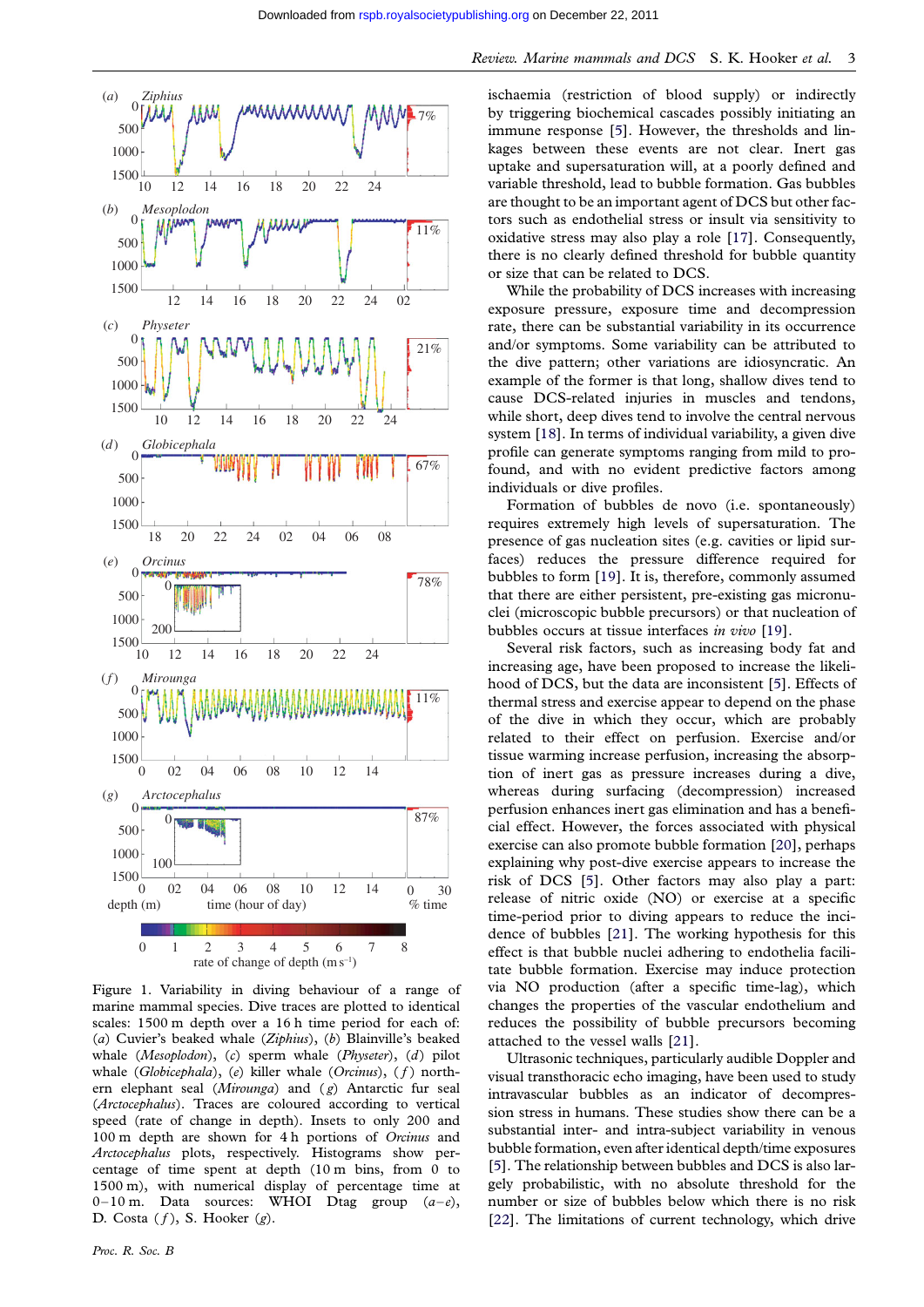Figure 1. Variability in diving behaviour of a range of marine mammal species. Dive traces are plotted to identical scales: 1500 m depth over a 16 h time period for each of: (*a*) Cuvier's beaked whale (*Ziphius*), (*b*) Blainville's beaked whale (*Mesoplodon*), (*c*) sperm whale (*Physeter*), (*d*) pilot whale (*Globicephala*), (*e*) killer whale (*Orcinus*), (*f*) northern elephant seal (*Mirounga*) and (*g*) Antarctic fur seal (*Arctocephalus*). Traces are coloured according to vertical speed (rate of change in depth). Insets to only 200 and 100 m depth are shown for 4 h portions of *Orcinus* and *Arctocephalus* plots, respectively. Histograms show percentage of time spent at depth (10 m bins, from 0 to 1500 m), with numerical display of percentage time at 0–10 m. Data sources: WHOI Dtag group (*a*–*e*), D. Costa (*f*), S. Hooker (*g*).

ischaemia (restriction of blood supply) or indirectly by triggering biochemical cascades possibly initiating an immune response [5]. However, the thresholds and linkages between these events are not clear. Inert gas uptake and supersaturation will, at a poorly defined and variable threshold, lead to bubble formation. Gas bubbles are thought to be an important agent of DCS but other factors such as endothelial stress or insult via sensitivity to oxidative stress may also play a role [17]. Consequently, there is no clearly defined threshold for bubble quantity or size that can be related to DCS.

While the probability of DCS increases with increasing exposure pressure, exposure time and decompression rate, there can be substantial variability in its occurrence and/or symptoms. Some variability can be attributed to the dive pattern; other variations are idiosyncratic. An example of the former is that long, shallow dives tend to cause DCS-related injuries in muscles and tendons, while short, deep dives tend to involve the central nervous system [18]. In terms of individual variability, a given dive profile can generate symptoms ranging from mild to profound, and with no evident predictive factors among individuals or dive profiles.

Formation of bubbles de novo (i.e. spontaneously) requires extremely high levels of supersaturation. The presence of gas nucleation sites (e.g. cavities or lipid surfaces) reduces the pressure difference required for bubbles to form [19]. It is, therefore, commonly assumed that there are either persistent, pre-existing gas micronuclei (microscopic bubble precursors) or that nucleation of bubbles occurs at tissue interfaces *in vivo* [19].

Several risk factors, such as increasing body fat and increasing age, have been proposed to increase the likelihood of DCS, but the data are inconsistent [5]. Effects of thermal stress and exercise appear to depend on the phase of the dive in which they occur, which are probably related to their effect on perfusion. Exercise and/or tissue warming increase perfusion, increasing the absorption of inert gas as pressure increases during a dive, whereas during surfacing (decompression) increased perfusion enhances inert gas elimination and has a beneficial effect. However, the forces associated with physical exercise can also promote bubble formation [20], perhaps explaining why post-dive exercise appears to increase the risk of DCS [5]. Other factors may also play a part: release of nitric oxide (NO) or exercise at a specific time-period prior to diving appears to reduce the incidence of bubbles [21]. The working hypothesis for this effect is that bubble nuclei adhering to endothelia facilitate bubble formation. Exercise may induce protection via NO production (after a specific time-lag), which changes the properties of the vascular endothelium and reduces the possibility of bubble precursors becoming attached to the vessel walls [21].

Ultrasonic techniques, particularly audible Doppler and visual transthoracic echo imaging, have been used to study intravascular bubbles as an indicator of decompression stress in humans. These studies show there can be a substantial inter- and intra-subject variability in venous bubble formation, even after identical depth/time exposures [5]. The relationship between bubbles and DCS is also largely probabilistic, with no absolute threshold for the number or size of bubbles below which there is no risk [22]. The limitations of current technology, which drive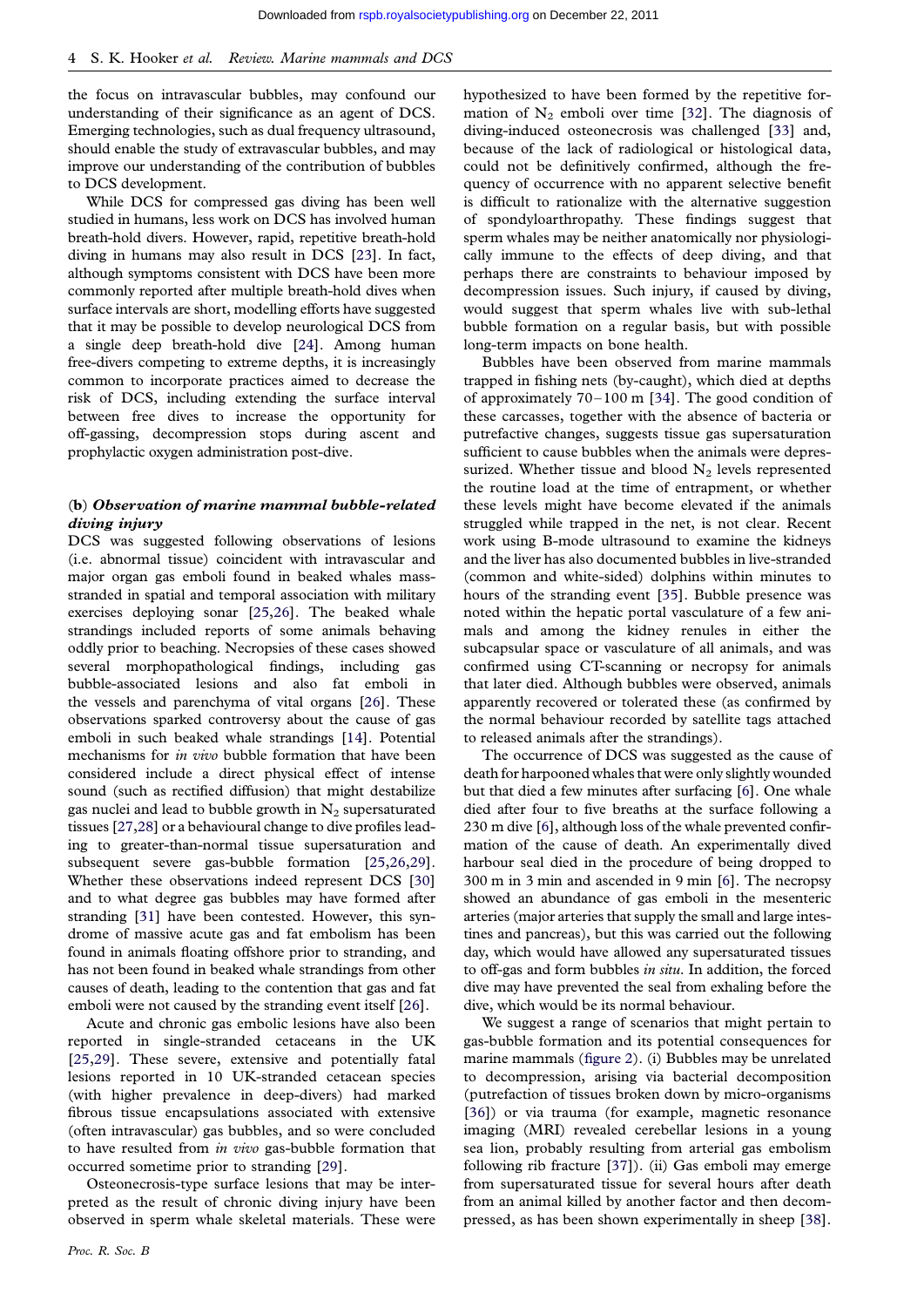the focus on intravascular bubbles, may confound our understanding of their significance as an agent of DCS. Emerging technologies, such as dual frequency ultrasound, should enable the study of extravascular bubbles, and may improve our understanding of the contribution of bubbles to DCS development.

While DCS for compressed gas diving has been well studied in humans, less work on DCS has involved human breath-hold divers. However, rapid, repetitive breath-hold diving in humans may also result in DCS [23]. In fact, although symptoms consistent with DCS have been more commonly reported after multiple breath-hold dives when surface intervals are short, modelling efforts have suggested that it may be possible to develop neurological DCS from a single deep breath-hold dive [24]. Among human free-divers competing to extreme depths, it is increasingly common to incorporate practices aimed to decrease the risk of DCS, including extending the surface interval between free dives to increase the opportunity for off-gassing, decompression stops during ascent and prophylactic oxygen administration post-dive.

### (b) *Observation of marine mammal bubble-related diving injury*

DCS was suggested following observations of lesions (i.e. abnormal tissue) coincident with intravascular and major organ gas emboli found in beaked whales mass-stranded in spatial and temporal association with military exercises deploying sonar [25,26]. The beaked whale strandings included reports of some animals behaving oddly prior to beaching. Necropsies of these cases showed several morphopathological findings, including gas bubble-associated lesions and also fat emboli in the vessels and parenchyma of vital organs [26]. These observations sparked controversy about the cause of gas emboli in such beaked whale strandings [14]. Potential mechanisms for *in vivo* bubble formation that have been considered include a direct physical effect of intense sound (such as rectified diffusion) that might destabilize gas nuclei and lead to bubble growth in $N_2$ supersaturated tissues [27,28] or a behavioural change to dive profiles leading to greater-than-normal tissue supersaturation and subsequent severe gas-bubble formation [25,26,29]. Whether these observations indeed represent DCS [30] and to what degree gas bubbles may have formed after stranding [31] have been contested. However, this syndrome of massive acute gas and fat embolism has been found in animals floating offshore prior to stranding, and has not been found in beaked whale strandings from other causes of death, leading to the contention that gas and fat emboli were not caused by the stranding event itself [26].

Acute and chronic gas embolic lesions have also been reported in single-stranded cetaceans in the UK [25,29]. These severe, extensive and potentially fatal lesions reported in 10 UK-stranded cetacean species (with higher prevalence in deep-divers) had marked fibrous tissue encapsulations associated with extensive (often intravascular) gas bubbles, and so were concluded to have resulted from *in vivo* gas-bubble formation that occurred sometime prior to stranding [29].

Osteonecrosis-type surface lesions that may be interpreted as the result of chronic diving injury have been observed in sperm whale skeletal materials. These were hypothesized to have been formed by the repetitive formation of $N_2$ emboli over time [32]. The diagnosis of diving-induced osteonecrosis was challenged [33] and, because of the lack of radiological or histological data, could not be definitively confirmed, although the frequency of occurrence with no apparent selective benefit is difficult to rationalize with the alternative suggestion of spondyloarthropathy. These findings suggest that sperm whales may be neither anatomically nor physiologically immune to the effects of deep diving, and that perhaps there are constraints to behaviour imposed by decompression issues. Such injury, if caused by diving, would suggest that sperm whales live with sub-lethal bubble formation on a regular basis, but with possible long-term impacts on bone health.

Bubbles have been observed from marine mammals trapped in fishing nets (by-caught), which died at depths of approximately 70–100 m [34]. The good condition of these carcasses, together with the absence of bacteria or putrefactive changes, suggests tissue gas supersaturation sufficient to cause bubbles when the animals were depressurized. Whether tissue and blood $N_2$ levels represented the routine load at the time of entrapment, or whether these levels might have become elevated if the animals struggled while trapped in the net, is not clear. Recent work using B-mode ultrasound to examine the kidneys and the liver has also documented bubbles in live-stranded (common and white-sided) dolphins within minutes to hours of the stranding event [35]. Bubble presence was noted within the hepatic portal vasculature of a few animals and among the kidney renules in either the subcapsular space or vasculature of all animals, and was confirmed using CT-scanning or necropsy for animals that later died. Although bubbles were observed, animals apparently recovered or tolerated these (as confirmed by the normal behaviour recorded by satellite tags attached to released animals after the strandings).

The occurrence of DCS was suggested as the cause of death for harpooned whales that were only slightly wounded but that died a few minutes after surfacing [6]. One whale died after four to five breaths at the surface following a 230 m dive [6], although loss of the whale prevented confirmation of the cause of death. An experimentally dived harbour seal died in the procedure of being dropped to 300 m in 3 min and ascended in 9 min [6]. The necropsy showed an abundance of gas emboli in the mesenteric arteries (major arteries that supply the small and large intestines and pancreas), but this was carried out the following day, which would have allowed any supersaturated tissues to off-gas and form bubbles *in situ*. In addition, the forced dive may have prevented the seal from exhaling before the dive, which would be its normal behaviour.

We suggest a range of scenarios that might pertain to gas-bubble formation and its potential consequences for marine mammals (figure 2). (i) Bubbles may be unrelated to decompression, arising via bacterial decomposition (putrefaction of tissues broken down by micro-organisms [36]) or via trauma (for example, magnetic resonance imaging (MRI) revealed cerebellar lesions in a young sea lion, probably resulting from arterial gas embolism following rib fracture [37]). (ii) Gas emboli may emerge from supersaturated tissue for several hours after death from an animal killed by another factor and then decompressed, as has been shown experimentally in sheep [38].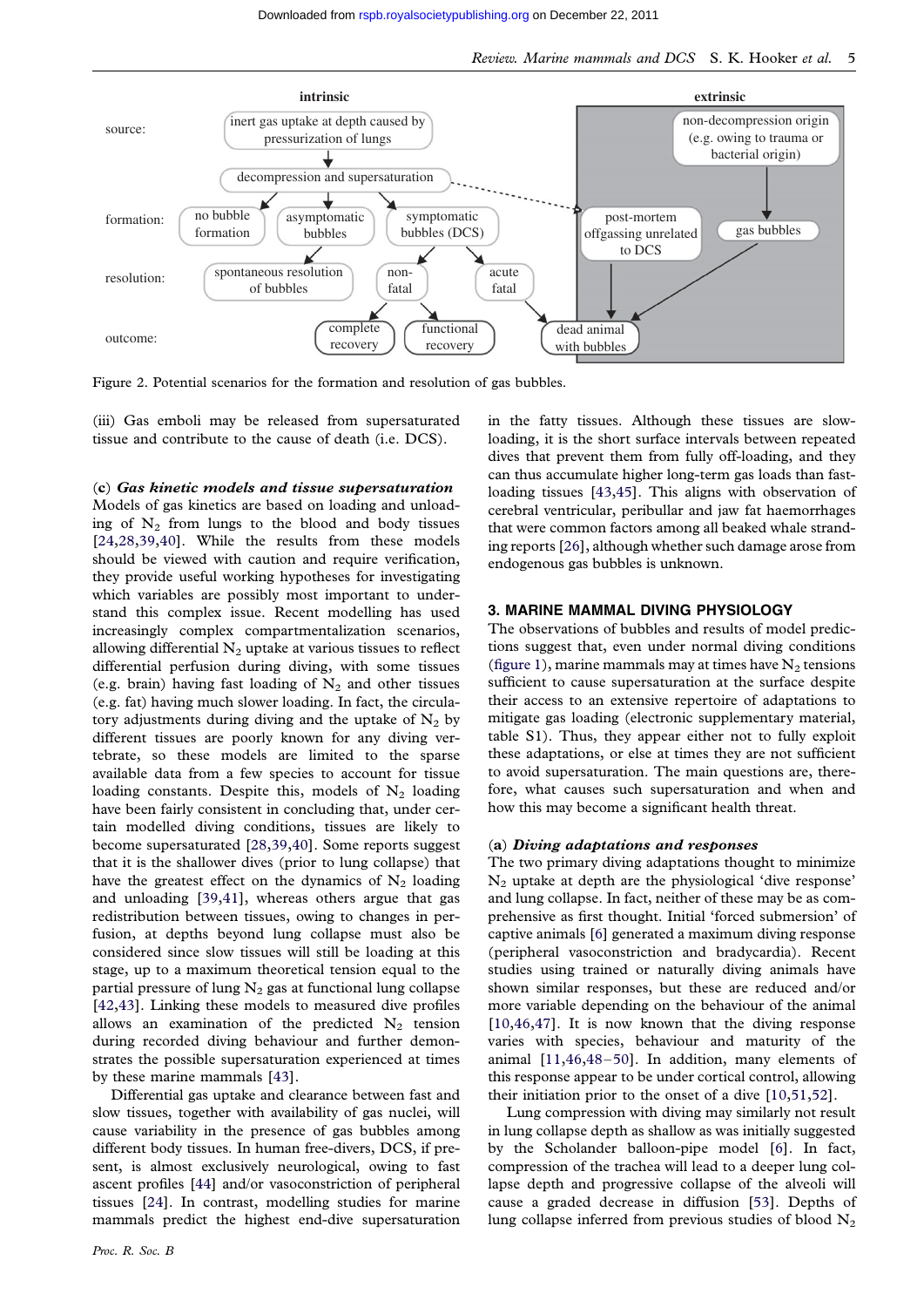| | intrinsic | extrinsic |
|---|---|---|
| source: | inert gas uptake at depth caused by pressurization of lungs → decompression and supersaturation | non-decompression origin (e.g. owing to trauma or bacterial origin) |
| formation: | no bubble formation; asymptomatic bubbles; symptomatic bubbles (DCS) | post-mortem offgassing unrelated to DCS; gas bubbles |
| resolution: | spontaneous resolution of bubbles; non-fatal; acute fatal | |
| outcome: | complete recovery; functional recovery | dead animal with bubbles |

Figure 2. Potential scenarios for the formation and resolution of gas bubbles.

(iii) Gas emboli may be released from supersaturated tissue and contribute to the cause of death (i.e. DCS).

### (c) *Gas kinetic models and tissue supersaturation*

Models of gas kinetics are based on loading and unloading of $N_2$ from lungs to the blood and body tissues [24,28,39,40]. While the results from these models should be viewed with caution and require verification, they provide useful working hypotheses for investigating which variables are possibly most important to understand this complex issue. Recent modelling has used increasingly complex compartmentalization scenarios, allowing differential $N_2$ uptake at various tissues to reflect differential perfusion during diving, with some tissues (e.g. brain) having fast loading of $N_2$ and other tissues (e.g. fat) having much slower loading. In fact, the circulatory adjustments during diving and the uptake of $N_2$ by different tissues are poorly known for any diving vertebrate, so these models are limited to the sparse available data from a few species to account for tissue loading constants. Despite this, models of $N_2$ loading have been fairly consistent in concluding that, under certain modelled diving conditions, tissues are likely to become supersaturated [28,39,40]. Some reports suggest that it is the shallower dives (prior to lung collapse) that have the greatest effect on the dynamics of $N_2$ loading and unloading [39,41], whereas others argue that gas redistribution between tissues, owing to changes in perfusion, at depths beyond lung collapse must also be considered since slow tissues will still be loading at this stage, up to a maximum theoretical tension equal to the partial pressure of lung $N_2$ gas at functional lung collapse [42,43]. Linking these models to measured dive profiles allows an examination of the predicted $N_2$ tension during recorded diving behaviour and further demonstrates the possible supersaturation experienced at times by these marine mammals [43].

Differential gas uptake and clearance between fast and slow tissues, together with availability of gas nuclei, will cause variability in the presence of gas bubbles among different body tissues. In human free-divers, DCS, if present, is almost exclusively neurological, owing to fast ascent profiles [44] and/or vasoconstriction of peripheral tissues [24]. In contrast, modelling studies for marine mammals predict the highest end-dive supersaturation in the fatty tissues. Although these tissues are slow-loading, it is the short surface intervals between repeated dives that prevent them from fully off-loading, and they can thus accumulate higher long-term gas loads than fast-loading tissues [43,45]. This aligns with observation of cerebral ventricular, peribullar and jaw fat haemorrhages that were common factors among all beaked whale stranding reports [26], although whether such damage arose from endogenous gas bubbles is unknown.

## 3. MARINE MAMMAL DIVING PHYSIOLOGY

The observations of bubbles and results of model predictions suggest that, even under normal diving conditions (figure 1), marine mammals may at times have $N_2$ tensions sufficient to cause supersaturation at the surface despite their access to an extensive repertoire of adaptations to mitigate gas loading (electronic supplementary material, table S1). Thus, they appear either not to fully exploit these adaptations, or else at times they are not sufficient to avoid supersaturation. The main questions are, therefore, what causes such supersaturation and when and how this may become a significant health threat.

### (a) *Diving adaptations and responses*

The two primary diving adaptations thought to minimize $N_2$ uptake at depth are the physiological 'dive response' and lung collapse. In fact, neither of these may be as comprehensive as first thought. Initial 'forced submersion' of captive animals [6] generated a maximum diving response (peripheral vasoconstriction and bradycardia). Recent studies using trained or naturally diving animals have shown similar responses, but these are reduced and/or more variable depending on the behaviour of the animal [10,46,47]. It is now known that the diving response varies with species, behaviour and maturity of the animal [11,46,48–50]. In addition, many elements of this response appear to be under cortical control, allowing their initiation prior to the onset of a dive [10,51,52].

Lung compression with diving may similarly not result in lung collapse depth as shallow as was initially suggested by the Scholander balloon-pipe model [6]. In fact, compression of the trachea will lead to a deeper lung collapse depth and progressive collapse of the alveoli will cause a graded decrease in diffusion [53]. Depths of lung collapse inferred from previous studies of blood $N_2$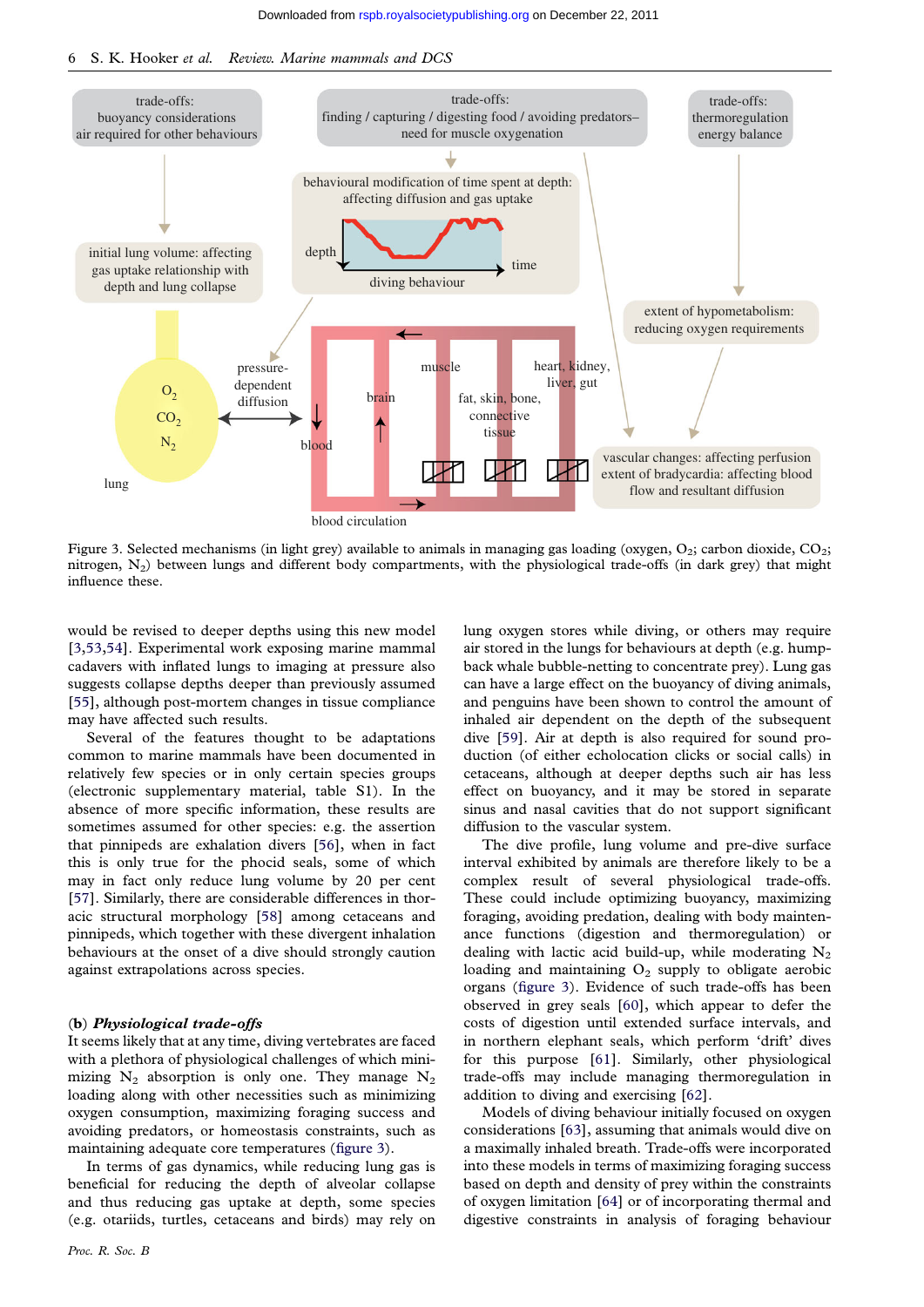Figure 3. Selected mechanisms (in light grey) available to animals in managing gas loading (oxygen, $O_2$; carbon dioxide, $CO_2$; nitrogen, $N_2$) between lungs and different body compartments, with the physiological trade-offs (in dark grey) that might influence these.

would be revised to deeper depths using this new model [3,53,54]. Experimental work exposing marine mammal cadavers with inflated lungs to imaging at pressure also suggests collapse depths deeper than previously assumed [55], although post-mortem changes in tissue compliance may have affected such results.

Several of the features thought to be adaptations common to marine mammals have been documented in relatively few species or in only certain species groups (electronic supplementary material, table S1). In the absence of more specific information, these results are sometimes assumed for other species: e.g. the assertion that pinnipeds are exhalation divers [56], when in fact this is only true for the phocid seals, some of which may in fact only reduce lung volume by 20 per cent [57]. Similarly, there are considerable differences in thoracic structural morphology [58] among cetaceans and pinnipeds, which together with these divergent inhalation behaviours at the onset of a dive should strongly caution against extrapolations across species.

### (b) *Physiological trade-offs*

It seems likely that at any time, diving vertebrates are faced with a plethora of physiological challenges of which minimizing $N_2$ absorption is only one. They manage $N_2$ loading along with other necessities such as minimizing oxygen consumption, maximizing foraging success and avoiding predators, or homeostasis constraints, such as maintaining adequate core temperatures (figure 3).

In terms of gas dynamics, while reducing lung gas is beneficial for reducing the depth of alveolar collapse and thus reducing gas uptake at depth, some species (e.g. otariids, turtles, cetaceans and birds) may rely on lung oxygen stores while diving, or others may require air stored in the lungs for behaviours at depth (e.g. humpback whale bubble-netting to concentrate prey). Lung gas can have a large effect on the buoyancy of diving animals, and penguins have been shown to control the amount of inhaled air dependent on the depth of the subsequent dive [59]. Air at depth is also required for sound production (of either echolocation clicks or social calls) in cetaceans, although at deeper depths such air has less effect on buoyancy, and it may be stored in separate sinus and nasal cavities that do not support significant diffusion to the vascular system.

The dive profile, lung volume and pre-dive surface interval exhibited by animals are therefore likely to be a complex result of several physiological trade-offs. These could include optimizing buoyancy, maximizing foraging, avoiding predation, dealing with body maintenance functions (digestion and thermoregulation) or dealing with lactic acid build-up, while moderating $N_2$ loading and maintaining $O_2$ supply to obligate aerobic organs (figure 3). Evidence of such trade-offs has been observed in grey seals [60], which appear to defer the costs of digestion until extended surface intervals, and in northern elephant seals, which perform 'drift' dives for this purpose [61]. Similarly, other physiological trade-offs may include managing thermoregulation in addition to diving and exercising [62].

Models of diving behaviour initially focused on oxygen considerations [63], assuming that animals would dive on a maximally inhaled breath. Trade-offs were incorporated into these models in terms of maximizing foraging success based on depth and density of prey within the constraints of oxygen limitation [64] or of incorporating thermal and digestive constraints in analysis of foraging behaviour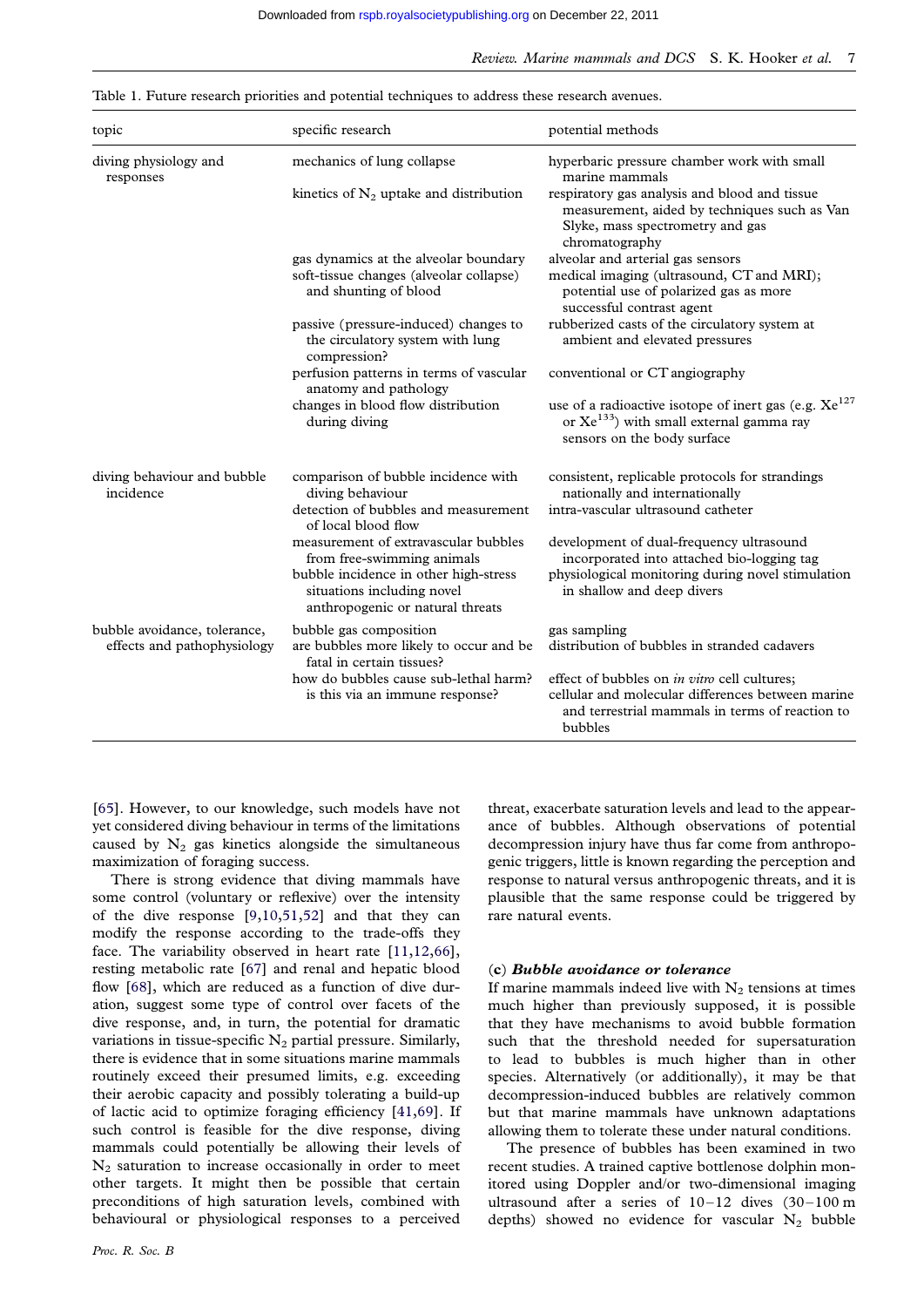Table 1. Future research priorities and potential techniques to address these research avenues.

| topic | specific research | potential methods |
|---|---|---|
| diving physiology and responses | mechanics of lung collapse | hyperbaric pressure chamber work with small marine mammals |
| | kinetics of $N_2$ uptake and distribution | respiratory gas analysis and blood and tissue measurement, aided by techniques such as Van Slyke, mass spectrometry and gas chromatography |
| | gas dynamics at the alveolar boundary | alveolar and arterial gas sensors |
| | soft-tissue changes (alveolar collapse) and shunting of blood | medical imaging (ultrasound, CT and MRI); potential use of polarized gas as more successful contrast agent |
| | passive (pressure-induced) changes to the circulatory system with lung compression? | rubberized casts of the circulatory system at ambient and elevated pressures |
| | perfusion patterns in terms of vascular anatomy and pathology | conventional or CT angiography |
| | changes in blood flow distribution during diving | use of a radioactive isotope of inert gas (e.g. $Xe^{127}$ or $Xe^{133}$) with small external gamma ray sensors on the body surface |
| diving behaviour and bubble incidence | comparison of bubble incidence with diving behaviour | consistent, replicable protocols for strandings nationally and internationally |
| | detection of bubbles and measurement of local blood flow | intra-vascular ultrasound catheter |
| | measurement of extravascular bubbles from free-swimming animals | development of dual-frequency ultrasound incorporated into attached bio-logging tag |
| | bubble incidence in other high-stress situations including novel anthropogenic or natural threats | physiological monitoring during novel stimulation in shallow and deep divers |
| bubble avoidance, tolerance, effects and pathophysiology | bubble gas composition | gas sampling |
| | are bubbles more likely to occur and be fatal in certain tissues? | distribution of bubbles in stranded cadavers |
| | how do bubbles cause sub-lethal harm? is this via an immune response? | effect of bubbles on *in vitro* cell cultures; cellular and molecular differences between marine and terrestrial mammals in terms of reaction to bubbles |

[65]. However, to our knowledge, such models have not yet considered diving behaviour in terms of the limitations caused by $N_2$ gas kinetics alongside the simultaneous maximization of foraging success.

There is strong evidence that diving mammals have some control (voluntary or reflexive) over the intensity of the dive response [9,10,51,52] and that they can modify the response according to the trade-offs they face. The variability observed in heart rate [11,12,66], resting metabolic rate [67] and renal and hepatic blood flow [68], which are reduced as a function of dive duration, suggest some type of control over facets of the dive response, and, in turn, the potential for dramatic variations in tissue-specific $N_2$ partial pressure. Similarly, there is evidence that in some situations marine mammals routinely exceed their presumed limits, e.g. exceeding their aerobic capacity and possibly tolerating a build-up of lactic acid to optimize foraging efficiency [41,69]. If such control is feasible for the dive response, diving mammals could potentially be allowing their levels of $N_2$ saturation to increase occasionally in order to meet other targets. It might then be possible that certain preconditions of high saturation levels, combined with behavioural or physiological responses to a perceived threat, exacerbate saturation levels and lead to the appearance of bubbles. Although observations of potential decompression injury have thus far come from anthropogenic triggers, little is known regarding the perception and response to natural versus anthropogenic threats, and it is plausible that the same response could be triggered by rare natural events.

### (c) *Bubble avoidance or tolerance*

If marine mammals indeed live with $N_2$ tensions at times much higher than previously supposed, it is possible that they have mechanisms to avoid bubble formation such that the threshold needed for supersaturation to lead to bubbles is much higher than in other species. Alternatively (or additionally), it may be that decompression-induced bubbles are relatively common but that marine mammals have unknown adaptations allowing them to tolerate these under natural conditions.

The presence of bubbles has been examined in two recent studies. A trained captive bottlenose dolphin monitored using Doppler and/or two-dimensional imaging ultrasound after a series of 10–12 dives (30–100 m depths) showed no evidence for vascular $N_2$ bubble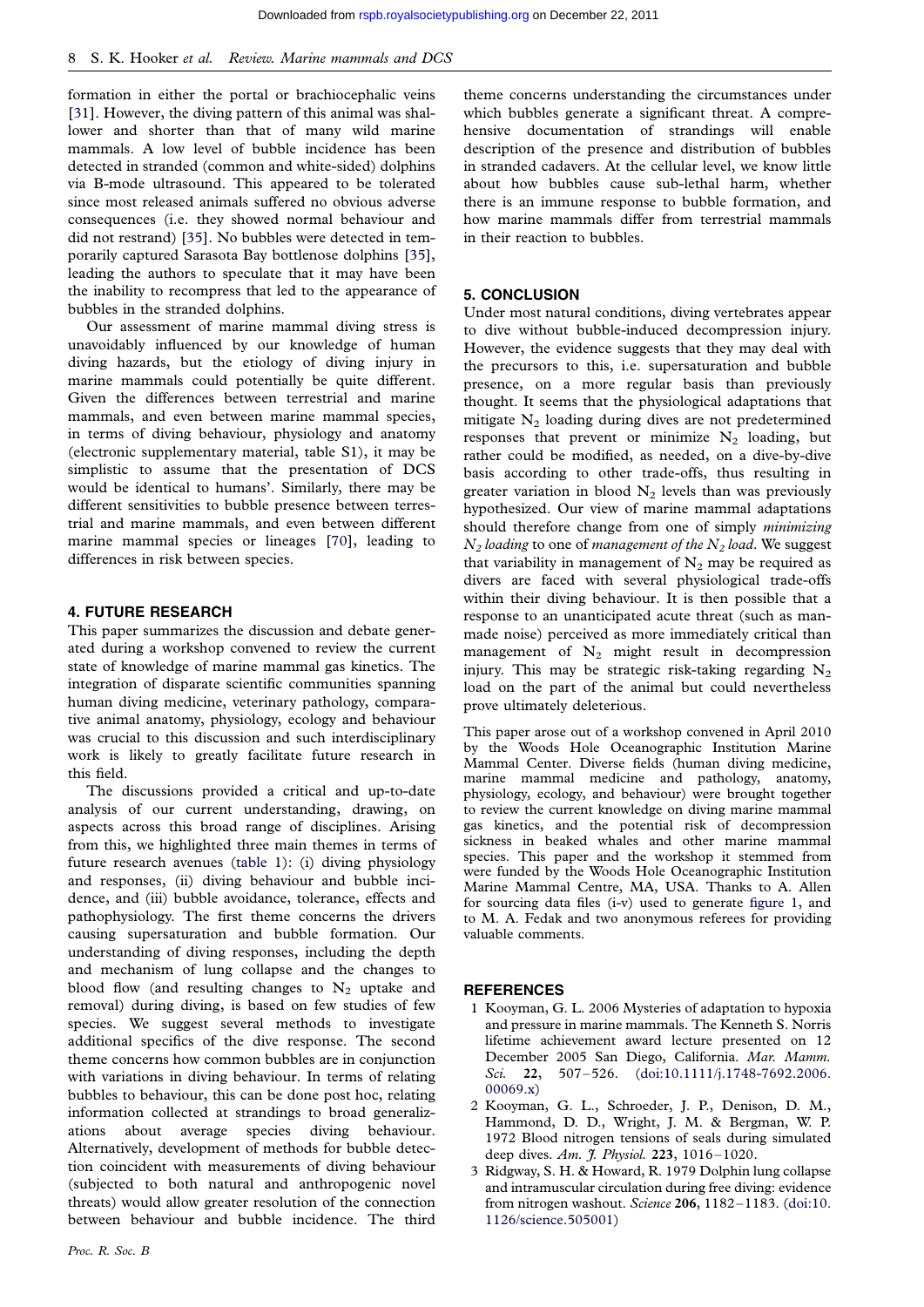formation in either the portal or brachiocephalic veins [31]. However, the diving pattern of this animal was shallower and shorter than that of many wild marine mammals. A low level of bubble incidence has been detected in stranded (common and white-sided) dolphins via B-mode ultrasound. This appeared to be tolerated since most released animals suffered no obvious adverse consequences (i.e. they showed normal behaviour and did not restrand) [35]. No bubbles were detected in temporarily captured Sarasota Bay bottlenose dolphins [35], leading the authors to speculate that it may have been the inability to recompress that led to the appearance of bubbles in the stranded dolphins.

Our assessment of marine mammal diving stress is unavoidably influenced by our knowledge of human diving hazards, but the etiology of diving injury in marine mammals could potentially be quite different. Given the differences between terrestrial and marine mammals, and even between marine mammal species, in terms of diving behaviour, physiology and anatomy (electronic supplementary material, table S1), it may be simplistic to assume that the presentation of DCS would be identical to humans'. Similarly, there may be different sensitivities to bubble presence between terrestrial and marine mammals, and even between different marine mammal species or lineages [70], leading to differences in risk between species.

## 4. FUTURE RESEARCH

This paper summarizes the discussion and debate generated during a workshop convened to review the current state of knowledge of marine mammal gas kinetics. The integration of disparate scientific communities spanning human diving medicine, veterinary pathology, comparative animal anatomy, physiology, ecology and behaviour was crucial to this discussion and such interdisciplinary work is likely to greatly facilitate future research in this field.

The discussions provided a critical and up-to-date analysis of our current understanding, drawing, on aspects across this broad range of disciplines. Arising from this, we highlighted three main themes in terms of future research avenues (table 1): (i) diving physiology and responses, (ii) diving behaviour and bubble incidence, and (iii) bubble avoidance, tolerance, effects and pathophysiology. The first theme concerns the drivers causing supersaturation and bubble formation. Our understanding of diving responses, including the depth and mechanism of lung collapse and the changes to blood flow (and resulting changes to $N_2$ uptake and removal) during diving, is based on few studies of few species. We suggest several methods to investigate additional specifics of the dive response. The second theme concerns how common bubbles are in conjunction with variations in diving behaviour. In terms of relating bubbles to behaviour, this can be done post hoc, relating information collected at strandings to broad generalizations about average species diving behaviour. Alternatively, development of methods for bubble detection coincident with measurements of diving behaviour (subjected to both natural and anthropogenic novel threats) would allow greater resolution of the connection between behaviour and bubble incidence. The third theme concerns understanding the circumstances under which bubbles generate a significant threat. A comprehensive documentation of strandings will enable description of the presence and distribution of bubbles in stranded cadavers. At the cellular level, we know little about how bubbles cause sub-lethal harm, whether there is an immune response to bubble formation, and how marine mammals differ from terrestrial mammals in their reaction to bubbles.

## 5. CONCLUSION

Under most natural conditions, diving vertebrates appear to dive without bubble-induced decompression injury. However, the evidence suggests that they may deal with the precursors to this, i.e. supersaturation and bubble presence, on a more regular basis than previously thought. It seems that the physiological adaptations that mitigate $N_2$ loading during dives are not predetermined responses that prevent or minimize $N_2$ loading, but rather could be modified, as needed, on a dive-by-dive basis according to other trade-offs, thus resulting in greater variation in blood $N_2$ levels than was previously hypothesized. Our view of marine mammal adaptations should therefore change from one of simply *minimizing $N_2$ loading* to one of *management of the $N_2$ load*. We suggest that variability in management of $N_2$ may be required as divers are faced with several physiological trade-offs within their diving behaviour. It is then possible that a response to an unanticipated acute threat (such as man-made noise) perceived as more immediately critical than management of $N_2$ might result in decompression injury. This may be strategic risk-taking regarding $N_2$ load on the part of the animal but could nevertheless prove ultimately deleterious.

This paper arose out of a workshop convened in April 2010 by the Woods Hole Oceanographic Institution Marine Mammal Center. Diverse fields (human diving medicine, marine mammal medicine and pathology, anatomy, physiology, ecology, and behaviour) were brought together to review the current knowledge on diving marine mammal gas kinetics, and the potential risk of decompression sickness in beaked whales and other marine mammal species. This paper and the workshop it stemmed from were funded by the Woods Hole Oceanographic Institution Marine Mammal Centre, MA, USA. Thanks to A. Allen for sourcing data files (i-v) used to generate figure 1, and to M. A. Fedak and two anonymous referees for providing valuable comments.

## REFERENCES

1 Kooyman, G. L. 2006 Mysteries of adaptation to hypoxia and pressure in marine mammals. The Kenneth S. Norris lifetime achievement award lecture presented on 12 December 2005 San Diego, California. *Mar. Mamm. Sci.* **22**, 507–526. (doi:10.1111/j.1748-7692.2006.00069.x)

2 Kooyman, G. L., Schroeder, J. P., Denison, D. M., Hammond, D. D., Wright, J. M. & Bergman, W. P. 1972 Blood nitrogen tensions of seals during simulated deep dives. *Am. J. Physiol.* **223**, 1016–1020.

3 Ridgway, S. H. & Howard, R. 1979 Dolphin lung collapse and intramuscular circulation during free diving: evidence from nitrogen washout. *Science* **206**, 1182–1183. (doi:10.1126/science.505001)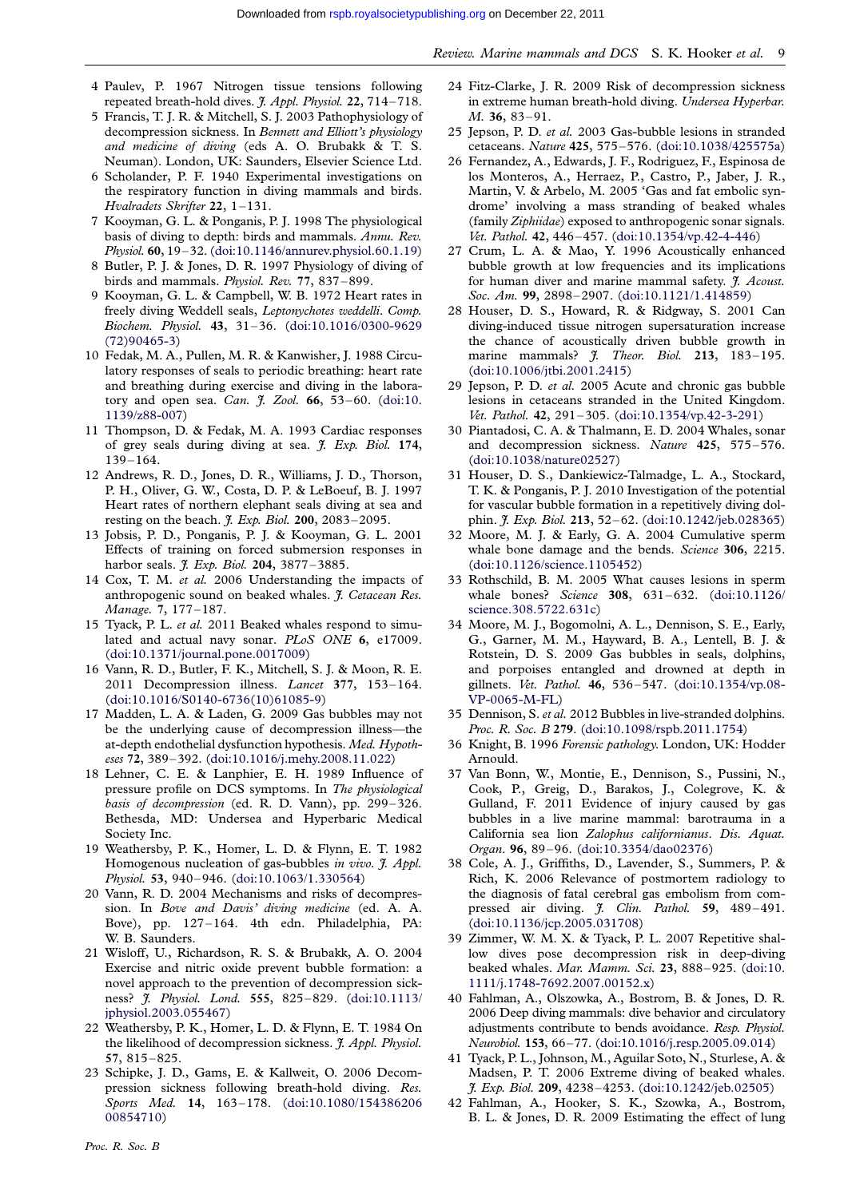4 Paulev, P. 1967 Nitrogen tissue tensions following repeated breath-hold dives. *J. Appl. Physiol.* **22**, 714–718.

5 Francis, T. J. R. & Mitchell, S. J. 2003 Pathophysiology of decompression sickness. In *Bennett and Elliott's physiology and medicine of diving* (eds A. O. Brubakk & T. S. Neuman). London, UK: Saunders, Elsevier Science Ltd.

6 Scholander, P. F. 1940 Experimental investigations on the respiratory function in diving mammals and birds. *Hvalradets Skrifter* **22**, 1–131.

7 Kooyman, G. L. & Ponganis, P. J. 1998 The physiological basis of diving to depth: birds and mammals. *Annu. Rev. Physiol.* **60**, 19–32. (doi:10.1146/annurev.physiol.60.1.19)

8 Butler, P. J. & Jones, D. R. 1997 Physiology of diving of birds and mammals. *Physiol. Rev.* **77**, 837–899.

9 Kooyman, G. L. & Campbell, W. B. 1972 Heart rates in freely diving Weddell seals, *Leptonychotes weddelli*. *Comp. Biochem. Physiol.* **43**, 31–36. (doi:10.1016/0300-9629(72)90465-3)

10 Fedak, M. A., Pullen, M. R. & Kanwisher, J. 1988 Circulatory responses of seals to periodic breathing: heart rate and breathing during exercise and diving in the laboratory and open sea. *Can. J. Zool.* **66**, 53–60. (doi:10.1139/z88-007)

11 Thompson, D. & Fedak, M. A. 1993 Cardiac responses of grey seals during diving at sea. *J. Exp. Biol.* **174**, 139–164.

12 Andrews, R. D., Jones, D. R., Williams, J. D., Thorson, P. H., Oliver, G. W., Costa, D. P. & LeBoeuf, B. J. 1997 Heart rates of northern elephant seals diving at sea and resting on the beach. *J. Exp. Biol.* **200**, 2083–2095.

13 Jobsis, P. D., Ponganis, P. J. & Kooyman, G. L. 2001 Effects of training on forced submersion responses in harbor seals. *J. Exp. Biol.* **204**, 3877–3885.

14 Cox, T. M. *et al.* 2006 Understanding the impacts of anthropogenic sound on beaked whales. *J. Cetacean Res. Manage.* **7**, 177–187.

15 Tyack, P. L. *et al.* 2011 Beaked whales respond to simulated and actual navy sonar. *PLoS ONE* **6**, e17009. (doi:10.1371/journal.pone.0017009)

16 Vann, R. D., Butler, F. K., Mitchell, S. J. & Moon, R. E. 2011 Decompression illness. *Lancet* **377**, 153–164. (doi:10.1016/S0140-6736(10)61085-9)

17 Madden, L. A. & Laden, G. 2009 Gas bubbles may not be the underlying cause of decompression illness—the at-depth endothelial dysfunction hypothesis. *Med. Hypotheses* **72**, 389–392. (doi:10.1016/j.mehy.2008.11.022)

18 Lehner, C. E. & Lanphier, E. H. 1989 Influence of pressure profile on DCS symptoms. In *The physiological basis of decompression* (ed. R. D. Vann), pp. 299–326. Bethesda, MD: Undersea and Hyperbaric Medical Society Inc.

19 Weathersby, P. K., Homer, L. D. & Flynn, E. T. 1982 Homogenous nucleation of gas-bubbles *in vivo*. *J. Appl. Physiol.* **53**, 940–946. (doi:10.1063/1.330564)

20 Vann, R. D. 2004 Mechanisms and risks of decompression. In *Bove and Davis' diving medicine* (ed. A. A. Bove), pp. 127–164. 4th edn. Philadelphia, PA: W. B. Saunders.

21 Wisloff, U., Richardson, R. S. & Brubakk, A. O. 2004 Exercise and nitric oxide prevent bubble formation: a novel approach to the prevention of decompression sickness? *J. Physiol. Lond.* **555**, 825–829. (doi:10.1113/jphysiol.2003.055467)

22 Weathersby, P. K., Homer, L. D. & Flynn, E. T. 1984 On the likelihood of decompression sickness. *J. Appl. Physiol.* **57**, 815–825.

23 Schipke, J. D., Gams, E. & Kallweit, O. 2006 Decompression sickness following breath-hold diving. *Res. Sports Med.* **14**, 163–178. (doi:10.1080/15438620600854710)

24 Fitz-Clarke, J. R. 2009 Risk of decompression sickness in extreme human breath-hold diving. *Undersea Hyperbar. M.* **36**, 83–91.

25 Jepson, P. D. *et al.* 2003 Gas-bubble lesions in stranded cetaceans. *Nature* **425**, 575–576. (doi:10.1038/425575a)

26 Fernandez, A., Edwards, J. F., Rodriguez, F., Espinosa de los Monteros, A., Herraez, P., Castro, P., Jaber, J. R., Martin, V. & Arbelo, M. 2005 'Gas and fat embolic syndrome' involving a mass stranding of beaked whales (family *Ziphiidae*) exposed to anthropogenic sonar signals. *Vet. Pathol.* **42**, 446–457. (doi:10.1354/vp.42-4-446)

27 Crum, L. A. & Mao, Y. 1996 Acoustically enhanced bubble growth at low frequencies and its implications for human diver and marine mammal safety. *J. Acoust. Soc. Am.* **99**, 2898–2907. (doi:10.1121/1.414859)

28 Houser, D. S., Howard, R. & Ridgway, S. 2001 Can diving-induced tissue nitrogen supersaturation increase the chance of acoustically driven bubble growth in marine mammals? *J. Theor. Biol.* **213**, 183–195. (doi:10.1006/jtbi.2001.2415)

29 Jepson, P. D. *et al.* 2005 Acute and chronic gas bubble lesions in cetaceans stranded in the United Kingdom. *Vet. Pathol.* **42**, 291–305. (doi:10.1354/vp.42-3-291)

30 Piantadosi, C. A. & Thalmann, E. D. 2004 Whales, sonar and decompression sickness. *Nature* **425**, 575–576. (doi:10.1038/nature02527)

31 Houser, D. S., Dankiewicz-Talmadge, L. A., Stockard, T. K. & Ponganis, P. J. 2010 Investigation of the potential for vascular bubble formation in a repetitively diving dolphin. *J. Exp. Biol.* **213**, 52–62. (doi:10.1242/jeb.028365)

32 Moore, M. J. & Early, G. A. 2004 Cumulative sperm whale bone damage and the bends. *Science* **306**, 2215. (doi:10.1126/science.1105452)

33 Rothschild, B. M. 2005 What causes lesions in sperm whale bones? *Science* **308**, 631–632. (doi:10.1126/science.308.5722.631c)

34 Moore, M. J., Bogomolni, A. L., Dennison, S. E., Early, G., Garner, M. M., Hayward, B. A., Lentell, B. J. & Rotstein, D. S. 2009 Gas bubbles in seals, dolphins, and porpoises entangled and drowned at depth in gillnets. *Vet. Pathol.* **46**, 536–547. (doi:10.1354/vp.08-VP-0065-M-FL)

35 Dennison, S. *et al.* 2012 Bubbles in live-stranded dolphins. *Proc. R. Soc. B* **279**. (doi:10.1098/rspb.2011.1754)

36 Knight, B. 1996 *Forensic pathology*. London, UK: Hodder Arnould.

37 Van Bonn, W., Montie, E., Dennison, S., Pussini, N., Cook, P., Greig, D., Barakos, J., Colegrove, K. & Gulland, F. 2011 Evidence of injury caused by gas bubbles in a live marine mammal: barotrauma in a California sea lion *Zalophus californianus*. *Dis. Aquat. Organ.* **96**, 89–96. (doi:10.3354/dao02376)

38 Cole, A. J., Griffiths, D., Lavender, S., Summers, P. & Rich, K. 2006 Relevance of postmortem radiology to the diagnosis of fatal cerebral gas embolism from compressed air diving. *J. Clin. Pathol.* **59**, 489–491. (doi:10.1136/jcp.2005.031708)

39 Zimmer, W. M. X. & Tyack, P. L. 2007 Repetitive shallow dives pose decompression risk in deep-diving beaked whales. *Mar. Mamm. Sci.* **23**, 888–925. (doi:10.1111/j.1748-7692.2007.00152.x)

40 Fahlman, A., Olszowka, A., Bostrom, B. & Jones, D. R. 2006 Deep diving mammals: dive behavior and circulatory adjustments contribute to bends avoidance. *Resp. Physiol. Neurobiol.* **153**, 66–77. (doi:10.1016/j.resp.2005.09.014)

41 Tyack, P. L., Johnson, M., Aguilar Soto, N., Sturlese, A. & Madsen, P. T. 2006 Extreme diving of beaked whales. *J. Exp. Biol.* **209**, 4238–4253. (doi:10.1242/jeb.02505)

42 Fahlman, A., Hooker, S. K., Szowka, A., Bostrom, B. L. & Jones, D. R. 2009 Estimating the effect of lung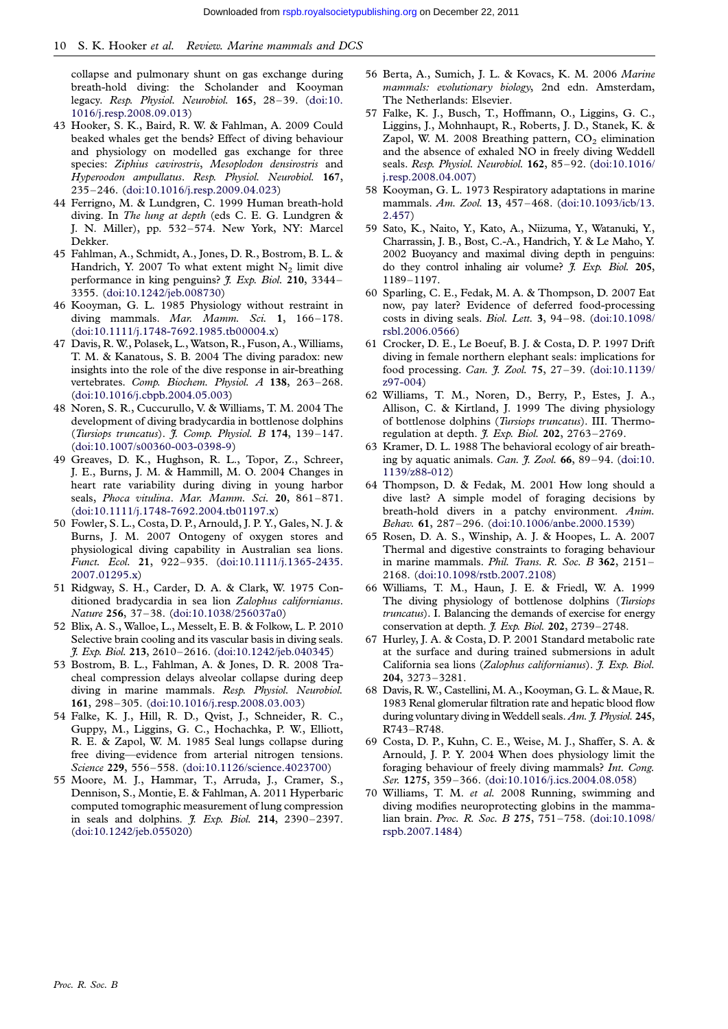collapse and pulmonary shunt on gas exchange during breath-hold diving: the Scholander and Kooyman legacy. *Resp. Physiol. Neurobiol.* **165**, 28–39. (doi:10.1016/j.resp.2008.09.013)

43 Hooker, S. K., Baird, R. W. & Fahlman, A. 2009 Could beaked whales get the bends? Effect of diving behaviour and physiology on modelled gas exchange for three species: *Ziphius cavirostris*, *Mesoplodon densirostris* and *Hyperoodon ampullatus*. *Resp. Physiol. Neurobiol.* **167**, 235–246. (doi:10.1016/j.resp.2009.04.023)

44 Ferrigno, M. & Lundgren, C. 1999 Human breath-hold diving. In *The lung at depth* (eds C. E. G. Lundgren & J. N. Miller), pp. 532–574. New York, NY: Marcel Dekker.

45 Fahlman, A., Schmidt, A., Jones, D. R., Bostrom, B. L. & Handrich, Y. 2007 To what extent might $N_2$ limit dive performance in king penguins? *J. Exp. Biol.* **210**, 3344–3355. (doi:10.1242/jeb.008730)

46 Kooyman, G. L. 1985 Physiology without restraint in diving mammals. *Mar. Mamm. Sci.* **1**, 166–178. (doi:10.1111/j.1748-7692.1985.tb00004.x)

47 Davis, R. W., Polasek, L., Watson, R., Fuson, A., Williams, T. M. & Kanatous, S. B. 2004 The diving paradox: new insights into the role of the dive response in air-breathing vertebrates. *Comp. Biochem. Physiol. A* **138**, 263–268. (doi:10.1016/j.cbpb.2004.05.003)

48 Noren, S. R., Cuccurullo, V. & Williams, T. M. 2004 The development of diving bradycardia in bottlenose dolphins (*Tursiops truncatus*). *J. Comp. Physiol. B* **174**, 139–147. (doi:10.1007/s00360-003-0398-9)

49 Greaves, D. K., Hughson, R. L., Topor, Z., Schreer, J. E., Burns, J. M. & Hammill, M. O. 2004 Changes in heart rate variability during diving in young harbor seals, *Phoca vitulina*. *Mar. Mamm. Sci.* **20**, 861–871. (doi:10.1111/j.1748-7692.2004.tb01197.x)

50 Fowler, S. L., Costa, D. P., Arnould, J. P. Y., Gales, N. J. & Burns, J. M. 2007 Ontogeny of oxygen stores and physiological diving capability in Australian sea lions. *Funct. Ecol.* **21**, 922–935. (doi:10.1111/j.1365-2435.2007.01295.x)

51 Ridgway, S. H., Carder, D. A. & Clark, W. 1975 Conditioned bradycardia in sea lion *Zalophus californianus*. *Nature* **256**, 37–38. (doi:10.1038/256037a0)

52 Blix, A. S., Walloe, L., Messelt, E. B. & Folkow, L. P. 2010 Selective brain cooling and its vascular basis in diving seals. *J. Exp. Biol.* **213**, 2610–2616. (doi:10.1242/jeb.040345)

53 Bostrom, B. L., Fahlman, A. & Jones, D. R. 2008 Tracheal compression delays alveolar collapse during deep diving in marine mammals. *Resp. Physiol. Neurobiol.* **161**, 298–305. (doi:10.1016/j.resp.2008.03.003)

54 Falke, K. J., Hill, R. D., Qvist, J., Schneider, R. C., Guppy, M., Liggins, G. C., Hochachka, P. W., Elliott, R. E. & Zapol, W. M. 1985 Seal lungs collapse during free diving—evidence from arterial nitrogen tensions. *Science* **229**, 556–558. (doi:10.1126/science.4023700)

55 Moore, M. J., Hammar, T., Arruda, J., Cramer, S., Dennison, S., Montie, E. & Fahlman, A. 2011 Hyperbaric computed tomographic measurement of lung compression in seals and dolphins. *J. Exp. Biol.* **214**, 2390–2397. (doi:10.1242/jeb.055020)

56 Berta, A., Sumich, J. L. & Kovacs, K. M. 2006 *Marine mammals: evolutionary biology*, 2nd edn. Amsterdam, The Netherlands: Elsevier.

57 Falke, K. J., Busch, T., Hoffmann, O., Liggins, G. C., Liggins, J., Mohnhaupt, R., Roberts, J. D., Stanek, K. & Zapol, W. M. 2008 Breathing pattern, $CO_2$ elimination and the absence of exhaled NO in freely diving Weddell seals. *Resp. Physiol. Neurobiol.* **162**, 85–92. (doi:10.1016/j.resp.2008.04.007)

58 Kooyman, G. L. 1973 Respiratory adaptations in marine mammals. *Am. Zool.* **13**, 457–468. (doi:10.1093/icb/13.2.457)

59 Sato, K., Naito, Y., Kato, A., Niizuma, Y., Watanuki, Y., Charrassin, J. B., Bost, C.-A., Handrich, Y. & Le Maho, Y. 2002 Buoyancy and maximal diving depth in penguins: do they control inhaling air volume? *J. Exp. Biol.* **205**, 1189–1197.

60 Sparling, C. E., Fedak, M. A. & Thompson, D. 2007 Eat now, pay later? Evidence of deferred food-processing costs in diving seals. *Biol. Lett.* **3**, 94–98. (doi:10.1098/rsbl.2006.0566)

61 Crocker, D. E., Le Boeuf, B. J. & Costa, D. P. 1997 Drift diving in female northern elephant seals: implications for food processing. *Can. J. Zool.* **75**, 27–39. (doi:10.1139/z97-004)

62 Williams, T. M., Noren, D., Berry, P., Estes, J. A., Allison, C. & Kirtland, J. 1999 The diving physiology of bottlenose dolphins (*Tursiops truncatus*). III. Thermoregulation at depth. *J. Exp. Biol.* **202**, 2763–2769.

63 Kramer, D. L. 1988 The behavioral ecology of air breathing by aquatic animals. *Can. J. Zool.* **66**, 89–94. (doi:10.1139/z88-012)

64 Thompson, D. & Fedak, M. 2001 How long should a dive last? A simple model of foraging decisions by breath-hold divers in a patchy environment. *Anim. Behav.* **61**, 287–296. (doi:10.1006/anbe.2000.1539)

65 Rosen, D. A. S., Winship, A. J. & Hoopes, L. A. 2007 Thermal and digestive constraints to foraging behaviour in marine mammals. *Phil. Trans. R. Soc. B* **362**, 2151–2168. (doi:10.1098/rstb.2007.2108)

66 Williams, T. M., Haun, J. E. & Friedl, W. A. 1999 The diving physiology of bottlenose dolphins (*Tursiops truncatus*). I. Balancing the demands of exercise for energy conservation at depth. *J. Exp. Biol.* **202**, 2739–2748.

67 Hurley, J. A. & Costa, D. P. 2001 Standard metabolic rate at the surface and during trained submersions in adult California sea lions (*Zalophus californianus*). *J. Exp. Biol.* **204**, 3273–3281.

68 Davis, R. W., Castellini, M. A., Kooyman, G. L. & Maue, R. 1983 Renal glomerular filtration rate and hepatic blood flow during voluntary diving in Weddell seals. *Am. J. Physiol.* **245**, R743–R748.

69 Costa, D. P., Kuhn, C. E., Weise, M. J., Shaffer, S. A. & Arnould, J. P. Y. 2004 When does physiology limit the foraging behaviour of freely diving mammals? *Int. Cong. Ser.* **1275**, 359–366. (doi:10.1016/j.ics.2004.08.058)

70 Williams, T. M. *et al.* 2008 Running, swimming and diving modifies neuroprotecting globins in the mammalian brain. *Proc. R. Soc. B* **275**, 751–758. (doi:10.1098/rspb.2007.1484)